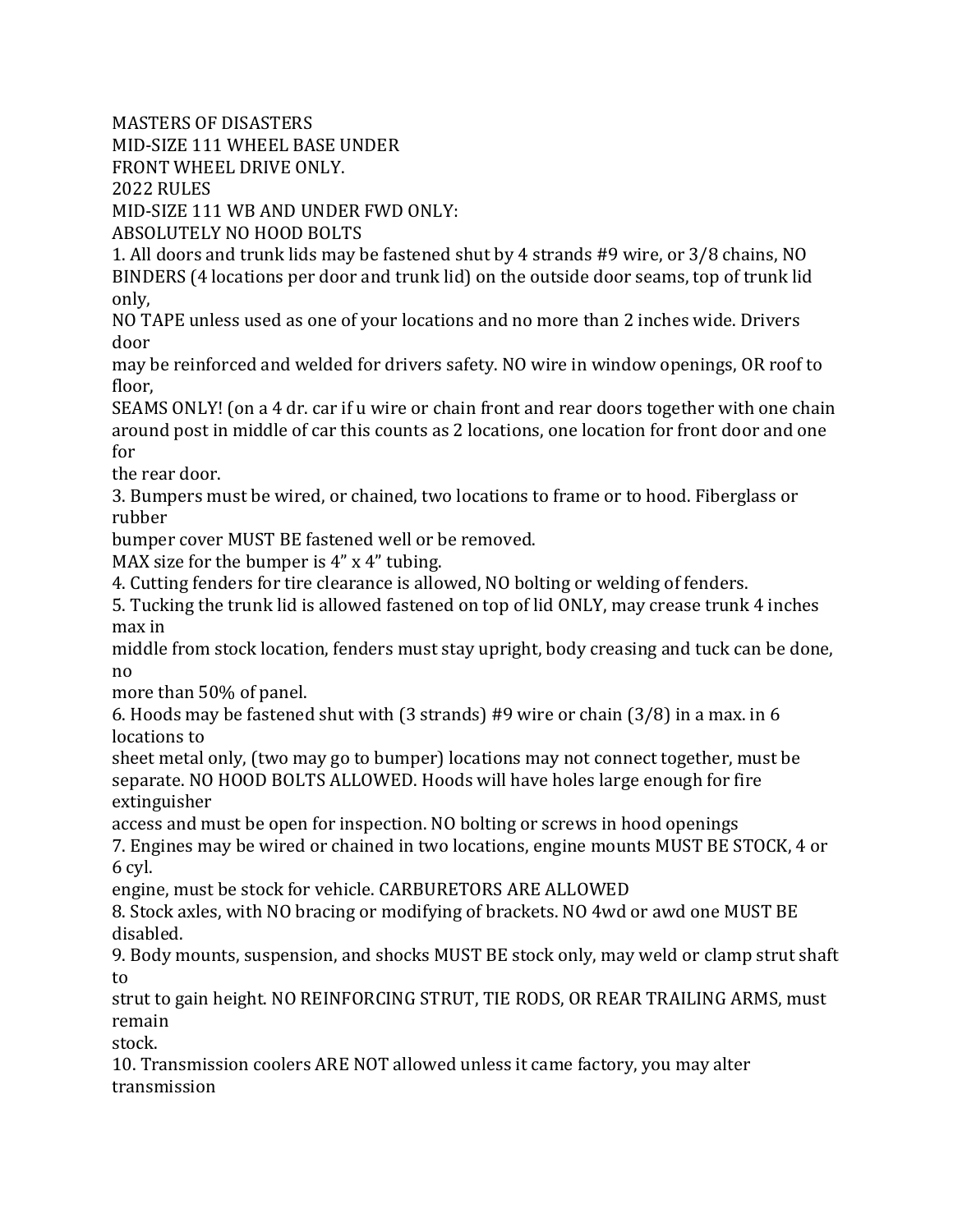MASTERS OF DISASTERS
MID-SIZE 111 WHEEL BASE UNDER
FRONT WHEEL DRIVE ONLY.
2022 RULES
MID-SIZE 111 WB AND UNDER FWD ONLY:
ABSOLUTELY NO HOOD BOLTS

1. All doors and trunk lids may be fastened shut by 4 strands #9 wire, or 3/8 chains, NO BINDERS (4 locations per door and trunk lid) on the outside door seams, top of trunk lid only, NO TAPE unless used as one of your locations and no more than 2 inches wide. Drivers door may be reinforced and welded for drivers safety. NO wire in window openings, OR roof to floor, SEAMS ONLY! (on a 4 dr. car if u wire or chain front and rear doors together with one chain around post in middle of car this counts as 2 locations, one location for front door and one for the rear door.
3. Bumpers must be wired, or chained, two locations to frame or to hood. Fiberglass or rubber bumper cover MUST BE fastened well or be removed. MAX size for the bumper is 4" x 4" tubing.
4. Cutting fenders for tire clearance is allowed, NO bolting or welding of fenders.
5. Tucking the trunk lid is allowed fastened on top of lid ONLY, may crease trunk 4 inches max in middle from stock location, fenders must stay upright, body creasing and tuck can be done, no more than 50% of panel.
6. Hoods may be fastened shut with (3 strands) #9 wire or chain (3/8) in a max. in 6 locations to sheet metal only, (two may go to bumper) locations may not connect together, must be separate. NO HOOD BOLTS ALLOWED. Hoods will have holes large enough for fire extinguisher access and must be open for inspection. NO bolting or screws in hood openings
7. Engines may be wired or chained in two locations, engine mounts MUST BE STOCK, 4 or 6 cyl. engine, must be stock for vehicle. CARBURETORS ARE ALLOWED
8. Stock axles, with NO bracing or modifying of brackets. NO 4wd or awd one MUST BE disabled.
9. Body mounts, suspension, and shocks MUST BE stock only, may weld or clamp strut shaft to strut to gain height. NO REINFORCING STRUT, TIE RODS, OR REAR TRAILING ARMS, must remain stock.
10. Transmission coolers ARE NOT allowed unless it came factory, you may alter transmission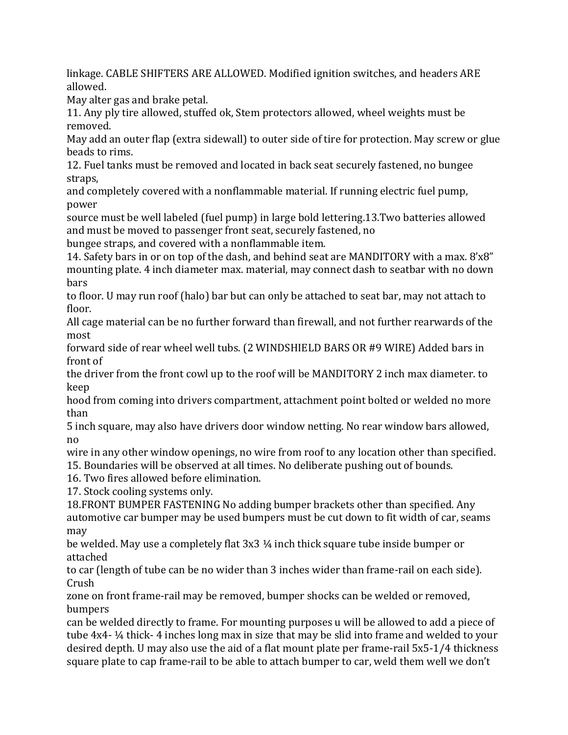linkage. CABLE SHIFTERS ARE ALLOWED. Modified ignition switches, and headers ARE allowed.

May alter gas and brake petal.

11. Any ply tire allowed, stuffed ok, Stem protectors allowed, wheel weights must be removed.
May add an outer flap (extra sidewall) to outer side of tire for protection. May screw or glue beads to rims.

12. Fuel tanks must be removed and located in back seat securely fastened, no bungee straps,
and completely covered with a nonflammable material. If running electric fuel pump, power
source must be well labeled (fuel pump) in large bold lettering.13.Two batteries allowed and must be moved to passenger front seat, securely fastened, no
bungee straps, and covered with a nonflammable item.

14. Safety bars in or on top of the dash, and behind seat are MANDITORY with a max. 8'x8" mounting plate. 4 inch diameter max. material, may connect dash to seatbar with no down bars
to floor. U may run roof (halo) bar but can only be attached to seat bar, may not attach to floor.
All cage material can be no further forward than firewall, and not further rearwards of the most
forward side of rear wheel well tubs. (2 WINDSHIELD BARS OR #9 WIRE) Added bars in front of
the driver from the front cowl up to the roof will be MANDITORY 2 inch max diameter. to keep
hood from coming into drivers compartment, attachment point bolted or welded no more than
5 inch square, may also have drivers door window netting. No rear window bars allowed, no
wire in any other window openings, no wire from roof to any location other than specified.

15. Boundaries will be observed at all times. No deliberate pushing out of bounds.

16. Two fires allowed before elimination.

17. Stock cooling systems only.

18.FRONT BUMPER FASTENING No adding bumper brackets other than specified. Any automotive car bumper may be used bumpers must be cut down to fit width of car, seams may
be welded. May use a completely flat 3x3 ¼ inch thick square tube inside bumper or attached
to car (length of tube can be no wider than 3 inches wider than frame-rail on each side). Crush
zone on front frame-rail may be removed, bumper shocks can be welded or removed, bumpers
can be welded directly to frame. For mounting purposes u will be allowed to add a piece of tube 4x4- ¼ thick- 4 inches long max in size that may be slid into frame and welded to your desired depth. U may also use the aid of a flat mount plate per frame-rail 5x5-1/4 thickness square plate to cap frame-rail to be able to attach bumper to car, weld them well we don't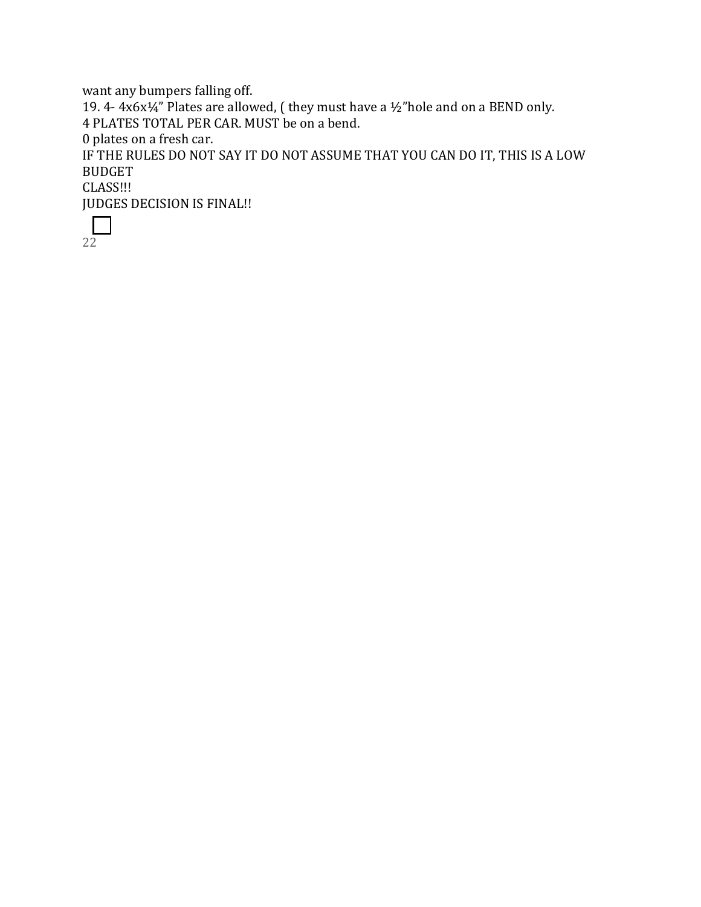want any bumpers falling off.

19. 4- 4x6x¼" Plates are allowed, ( they must have a ½"hole and on a BEND only.

4 PLATES TOTAL PER CAR. MUST be on a bend.

0 plates on a fresh car.

IF THE RULES DO NOT SAY IT DO NOT ASSUME THAT YOU CAN DO IT, THIS IS A LOW BUDGET CLASS!!!

JUDGES DECISION IS FINAL!!